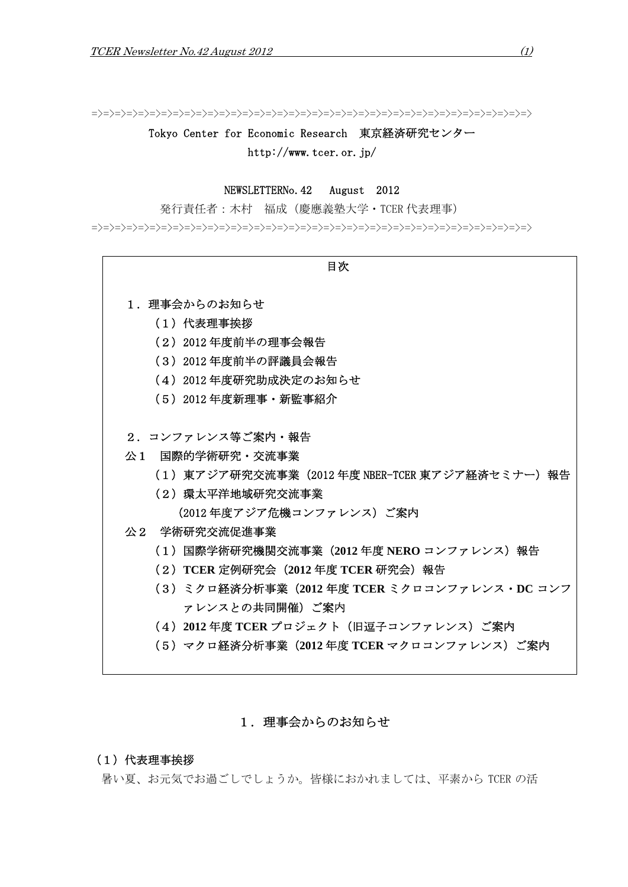=>=>=>=>=>=>=>=>=>=>=>=>=>=>=>=>=>=>=>=>=>=>=>=>=>=>=>=>=>=>=>=>=>=>=>=>=>=>=>=>=>

Tokyo Center for Economic Research　東京経済研究センター

http://www.tcer.or.jp/

NEWSLETTERNo.42　August　2012

発行責任者：木村　福成（慶應義塾大学・TCER 代表理事）

=>=>=>=>=>=>=>=>=>=>=>=>=>=>=>=>=>=>=>=>=>=>=>=>=>=>=>=>=>=>=>=>=>=>=>=>=>=>=>=>=>

**目次**

１．理事会からのお知らせ

（1）代表理事挨拶

（2）2012 年度前半の理事会報告

（3）2012 年度前半の評議員会報告

（4）2012 年度研究助成決定のお知らせ

（5）2012 年度新理事・新監事紹介

２．コンファレンス等ご案内・報告

公１　国際的学術研究・交流事業

（1）東アジア研究交流事業（2012 年度 NBER-TCER 東アジア経済セミナー）報告

（2）環太平洋地域研究交流事業

（2012 年度アジア危機コンファレンス）ご案内

公２　学術研究交流促進事業

（1）国際学術研究機関交流事業（**2012** 年度 **NERO** コンファレンス）報告

（2）**TCER** 定例研究会（**2012** 年度 **TCER** 研究会）報告

（3）ミクロ経済分析事業（**2012** 年度 **TCER** ミクロコンファレンス・**DC** コンファレンスとの共同開催）ご案内

（4）**2012** 年度 **TCER** プロジェクト（旧逗子コンファレンス）ご案内

（5）マクロ経済分析事業（**2012** 年度 **TCER** マクロコンファレンス）ご案内

# １．理事会からのお知らせ

## （1）代表理事挨拶

暑い夏、お元気でお過ごしでしょうか。皆様におかれましては、平素から TCER の活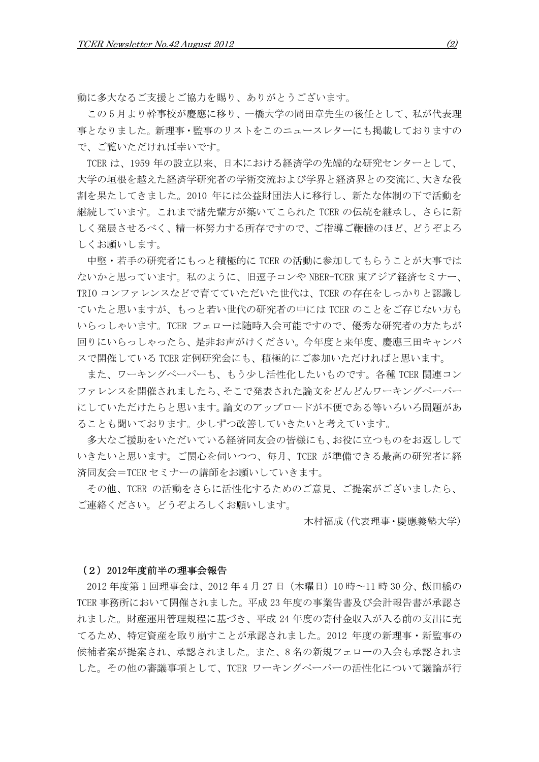動に多大なるご支援とご協力を賜り、ありがとうございます。

この５月より幹事校が慶應に移り、一橋大学の岡田章先生の後任として、私が代表理事となりました。新理事・監事のリストをこのニュースレターにも掲載しておりますので、ご覧いただければ幸いです。

TCER は、1959 年の設立以来、日本における経済学の先端的な研究センターとして、大学の垣根を越えた経済学研究者の学術交流および学界と経済界との交流に、大きな役割を果たしてきました。2010 年には公益財団法人に移行し、新たな体制の下で活動を継続しています。これまで諸先輩方が築いてこられた TCER の伝統を継承し、さらに新しく発展させるべく、精一杯努力する所存ですので、ご指導ご鞭撻のほど、どうぞよろしくお願いします。

中堅・若手の研究者にもっと積極的に TCER の活動に参加してもらうことが大事ではないかと思っています。私のように、旧逗子コンや NBER-TCER 東アジア経済セミナー、TRIO コンファレンスなどで育てていただいた世代は、TCER の存在をしっかりと認識していたと思いますが、もっと若い世代の研究者の中には TCER のことをご存じない方もいらっしゃいます。TCER フェローは随時入会可能ですので、優秀な研究者の方たちが回りにいらっしゃったら、是非お声がけください。今年度と来年度、慶應三田キャンパスで開催している TCER 定例研究会にも、積極的にご参加いただければと思います。

また、ワーキングペーパーも、もう少し活性化したいものです。各種 TCER 関連コンファレンスを開催されましたら、そこで発表された論文をどんどんワーキングペーパーにしていただけたらと思います。論文のアップロードが不便である等いろいろ問題があることも聞いております。少しずつ改善していきたいと考えています。

多大なご援助をいただいている経済同友会の皆様にも、お役に立つものをお返ししていきたいと思います。ご関心を伺いつつ、毎月、TCER が準備できる最高の研究者に経済同友会＝TCER セミナーの講師をお願いしていきます。

その他、TCER の活動をさらに活性化するためのご意見、ご提案がございましたら、ご連絡ください。どうぞよろしくお願いします。

木村福成（代表理事・慶應義塾大学）

### （２）2012年度前半の理事会報告

2012 年度第１回理事会は、2012 年４月 27 日（木曜日）10 時～11 時 30 分、飯田橋の TCER 事務所において開催されました。平成 23 年度の事業告書及び会計報告書が承認されました。財産運用管理規程に基づき、平成 24 年度の寄付金収入が入る前の支出に充てるため、特定資産を取り崩すことが承認されました。2012 年度の新理事・新監事の候補者案が提案され、承認されました。また、8 名の新規フェローの入会も承認されました。その他の審議事項として、TCER ワーキングペーパーの活性化について議論が行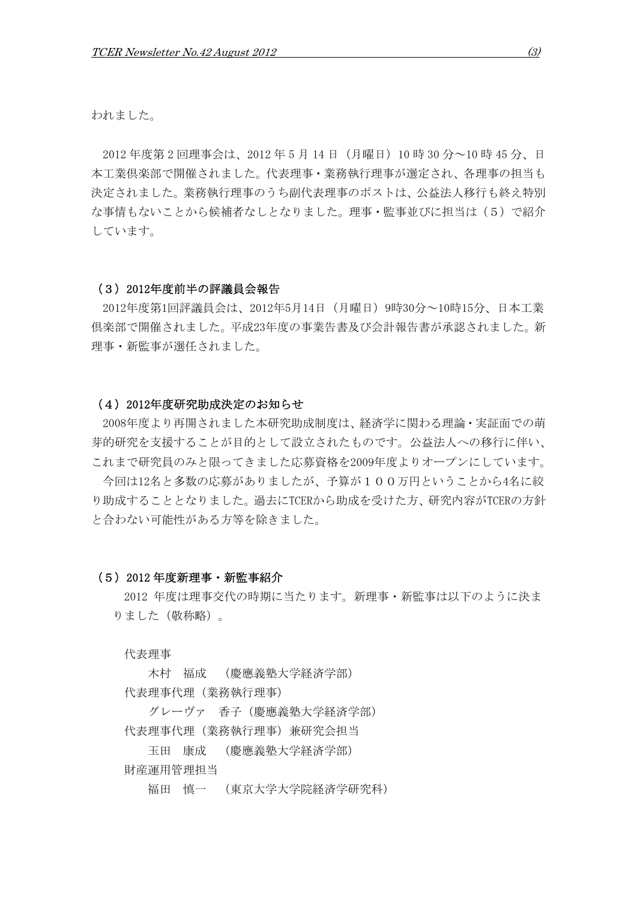われました。

2012 年度第 2 回理事会は、2012 年 5 月 14 日（月曜日）10 時 30 分～10 時 45 分、日本工業倶楽部で開催されました。代表理事・業務執行理事が選定され、各理事の担当も決定されました。業務執行理事のうち副代表理事のポストは、公益法人移行も終え特別な事情もないことから候補者なしとなりました。理事・監事並びに担当は（5）で紹介しています。

### （3）2012年度前半の評議員会報告

2012年度第1回評議員会は、2012年5月14日（月曜日）9時30分～10時15分、日本工業倶楽部で開催されました。平成23年度の事業告書及び会計報告書が承認されました。新理事・新監事が選任されました。

### （4）2012年度研究助成決定のお知らせ

2008年度より再開されました本研究助成制度は、経済学に関わる理論・実証面での萌芽的研究を支援することが目的として設立されたものです。公益法人への移行に伴い、これまで研究員のみと限ってきました応募資格を2009年度よりオープンにしています。

今回は12名と多数の応募がありましたが、予算が１００万円ということから4名に絞り助成することとなりました。過去にTCERから助成を受けた方、研究内容がTCERの方針と合わない可能性がある方等を除きました。

### （5）2012 年度新理事・新監事紹介

2012 年度は理事交代の時期に当たります。新理事・新監事は以下のように決まりました（敬称略）。

代表理事
　木村　福成　（慶應義塾大学経済学部）

代表理事代理（業務執行理事）
　グレーヴァ　香子（慶應義塾大学経済学部）

代表理事代理（業務執行理事）兼研究会担当
　玉田　康成　（慶應義塾大学経済学部）

財産運用管理担当
　福田　慎一　（東京大学大学院経済学研究科）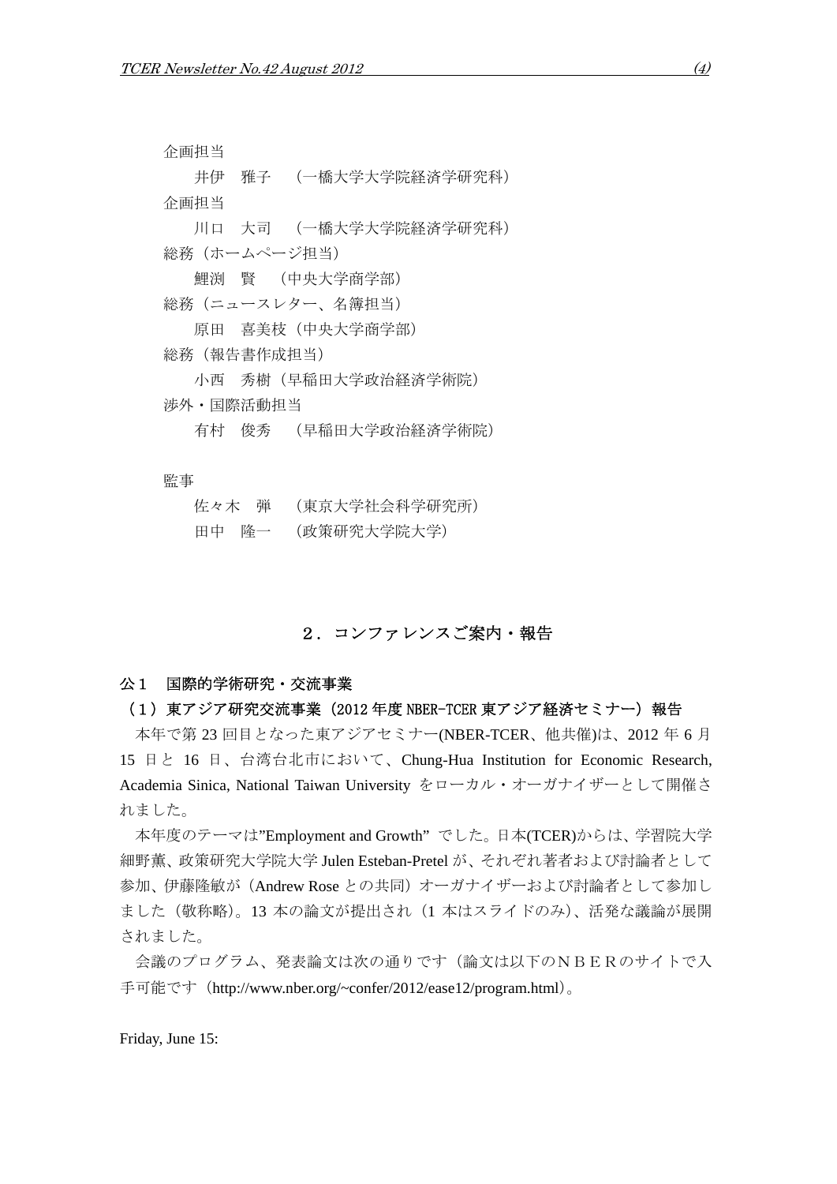企画担当

　井伊　雅子　（一橋大学大学院経済学研究科）

企画担当

　川口　大司　（一橋大学大学院経済学研究科）

総務（ホームページ担当）

　鯉渕　賢　（中央大学商学部）

総務（ニュースレター、名簿担当）

　原田　喜美枝（中央大学商学部）

総務（報告書作成担当）

　小西　秀樹（早稲田大学政治経済学術院）

渉外・国際活動担当

　有村　俊秀　（早稲田大学政治経済学術院）

監事

　佐々木　弾　（東京大学社会科学研究所）

　田中　隆一　（政策研究大学院大学）

## ２．コンファレンスご案内・報告

**公１　国際的学術研究・交流事業**

**（１）東アジア研究交流事業（2012 年度 NBER-TCER 東アジア経済セミナー）報告**

本年で第 23 回目となった東アジアセミナー(NBER-TCER、他共催)は、2012 年 6 月 15 日と 16 日、台湾台北市において、Chung-Hua Institution for Economic Research, Academia Sinica, National Taiwan University をローカル・オーガナイザーとして開催されました。

本年度のテーマは"Employment and Growth" でした。日本(TCER)からは、学習院大学細野薫、政策研究大学院大学 Julen Esteban-Pretel が、それぞれ著者および討論者として参加、伊藤隆敏が（Andrew Rose との共同）オーガナイザーおよび討論者として参加しました（敬称略）。13 本の論文が提出され（1 本はスライドのみ）、活発な議論が展開されました。

会議のプログラム、発表論文は次の通りです（論文は以下のＮＢＥＲのサイトで入手可能です（http://www.nber.org/~confer/2012/ease12/program.html）。

Friday, June 15: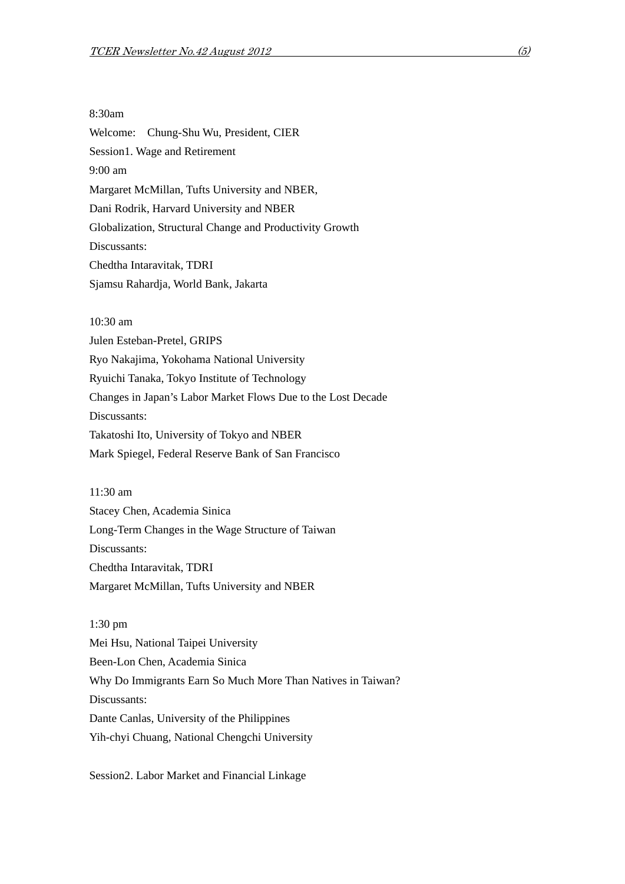8:30am

Welcome:　Chung-Shu Wu, President, CIER

Session1. Wage and Retirement

9:00 am

Margaret McMillan, Tufts University and NBER,

Dani Rodrik, Harvard University and NBER

Globalization, Structural Change and Productivity Growth

Discussants:

Chedtha Intaravitak, TDRI

Sjamsu Rahardja, World Bank, Jakarta

10:30 am

Julen Esteban-Pretel, GRIPS

Ryo Nakajima, Yokohama National University

Ryuichi Tanaka, Tokyo Institute of Technology

Changes in Japan's Labor Market Flows Due to the Lost Decade

Discussants:

Takatoshi Ito, University of Tokyo and NBER

Mark Spiegel, Federal Reserve Bank of San Francisco

11:30 am

Stacey Chen, Academia Sinica

Long-Term Changes in the Wage Structure of Taiwan

Discussants:

Chedtha Intaravitak, TDRI

Margaret McMillan, Tufts University and NBER

1:30 pm

Mei Hsu, National Taipei University

Been-Lon Chen, Academia Sinica

Why Do Immigrants Earn So Much More Than Natives in Taiwan?

Discussants:

Dante Canlas, University of the Philippines

Yih-chyi Chuang, National Chengchi University

Session2. Labor Market and Financial Linkage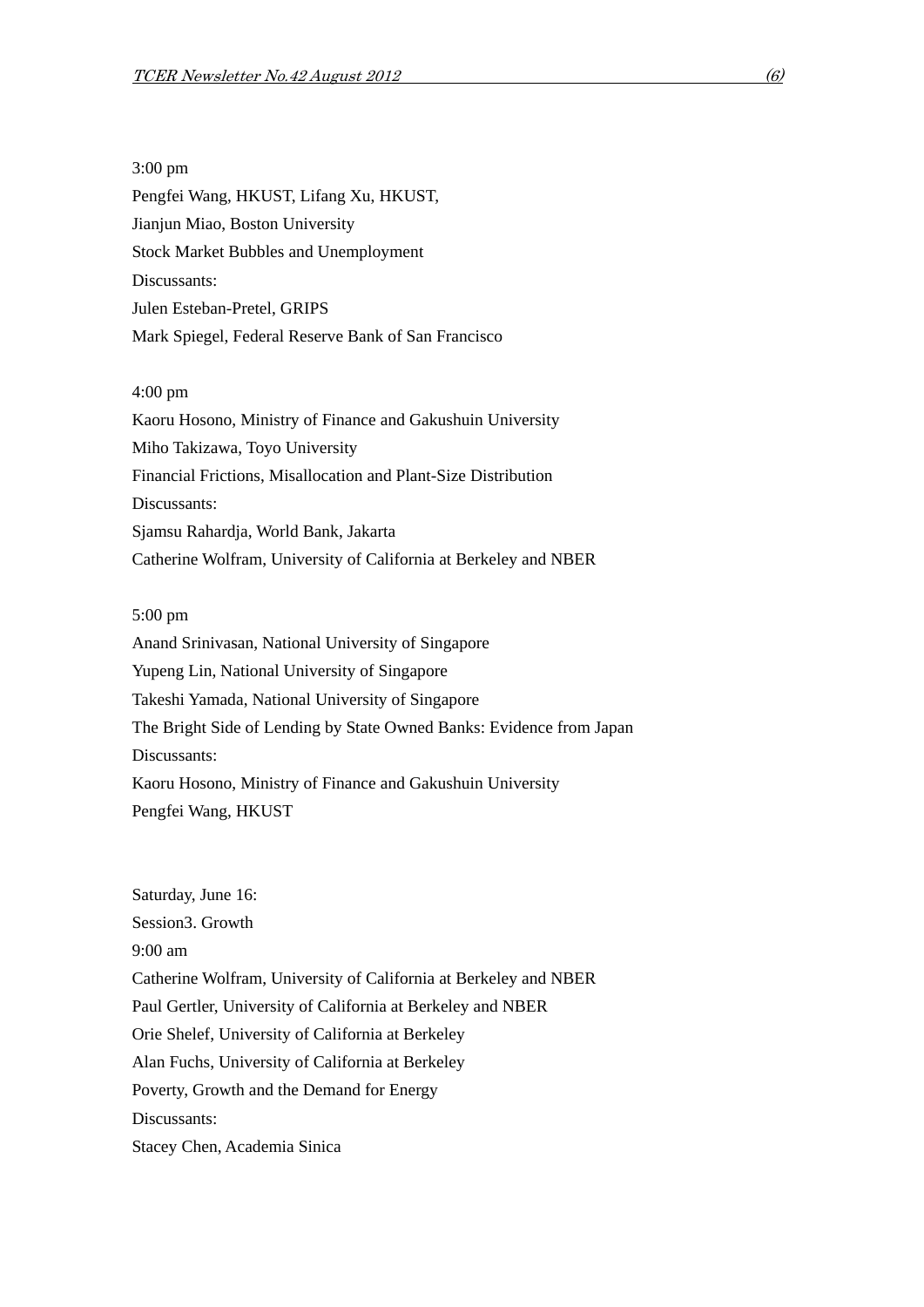3:00 pm

Pengfei Wang, HKUST, Lifang Xu, HKUST,

Jianjun Miao, Boston University

Stock Market Bubbles and Unemployment

Discussants:

Julen Esteban-Pretel, GRIPS

Mark Spiegel, Federal Reserve Bank of San Francisco

4:00 pm

Kaoru Hosono, Ministry of Finance and Gakushuin University

Miho Takizawa, Toyo University

Financial Frictions, Misallocation and Plant-Size Distribution

Discussants:

Sjamsu Rahardja, World Bank, Jakarta

Catherine Wolfram, University of California at Berkeley and NBER

5:00 pm

Anand Srinivasan, National University of Singapore

Yupeng Lin, National University of Singapore

Takeshi Yamada, National University of Singapore

The Bright Side of Lending by State Owned Banks: Evidence from Japan

Discussants:

Kaoru Hosono, Ministry of Finance and Gakushuin University

Pengfei Wang, HKUST

Saturday, June 16:

Session3. Growth

9:00 am

Catherine Wolfram, University of California at Berkeley and NBER

Paul Gertler, University of California at Berkeley and NBER

Orie Shelef, University of California at Berkeley

Alan Fuchs, University of California at Berkeley

Poverty, Growth and the Demand for Energy

Discussants:

Stacey Chen, Academia Sinica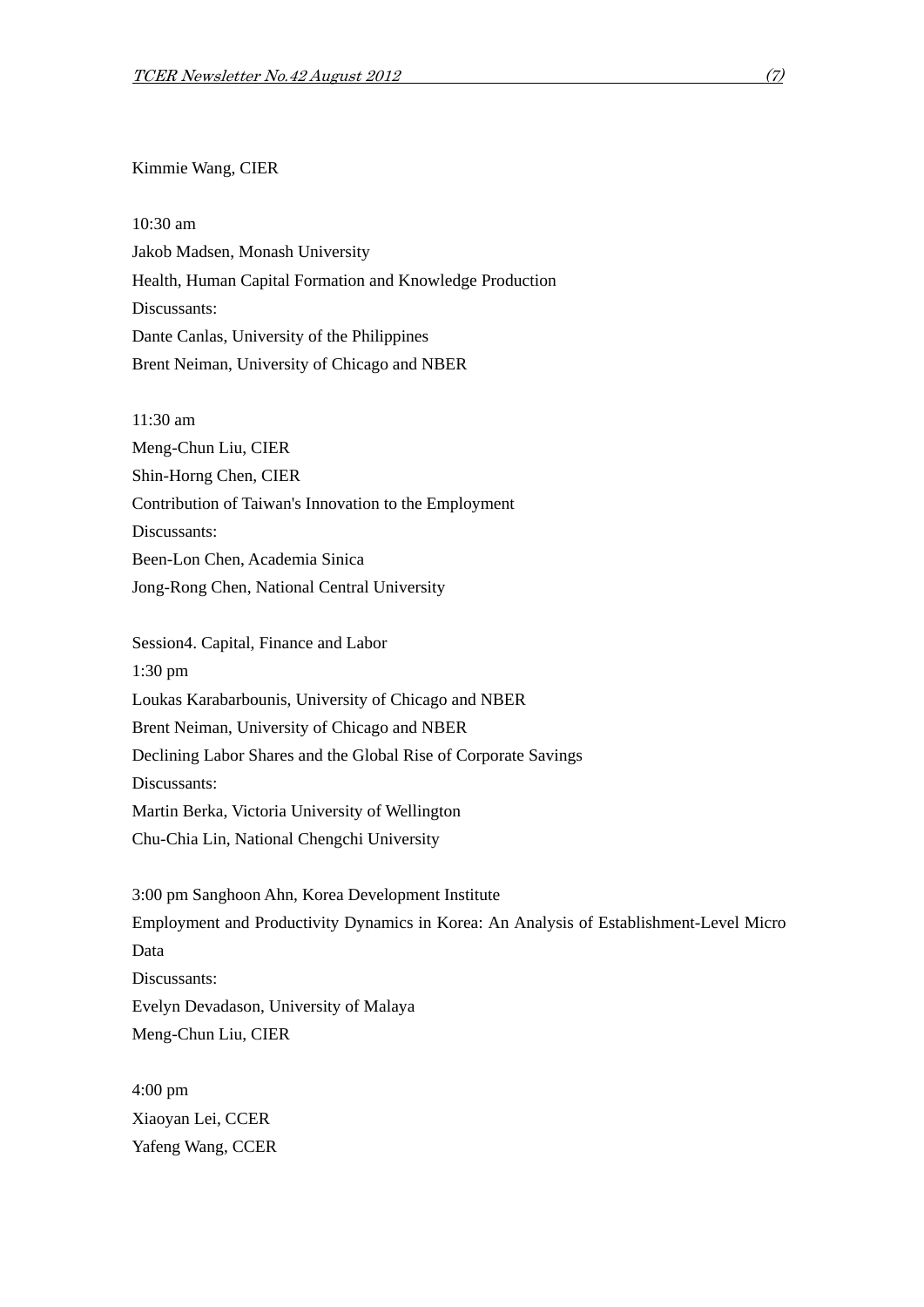Kimmie Wang, CIER

10:30 am
Jakob Madsen, Monash University
Health, Human Capital Formation and Knowledge Production
Discussants:
Dante Canlas, University of the Philippines
Brent Neiman, University of Chicago and NBER

11:30 am
Meng-Chun Liu, CIER
Shin-Horng Chen, CIER
Contribution of Taiwan's Innovation to the Employment
Discussants:
Been-Lon Chen, Academia Sinica
Jong-Rong Chen, National Central University

Session4. Capital, Finance and Labor
1:30 pm
Loukas Karabarbounis, University of Chicago and NBER
Brent Neiman, University of Chicago and NBER
Declining Labor Shares and the Global Rise of Corporate Savings
Discussants:
Martin Berka, Victoria University of Wellington
Chu-Chia Lin, National Chengchi University

3:00 pm Sanghoon Ahn, Korea Development Institute
Employment and Productivity Dynamics in Korea: An Analysis of Establishment-Level Micro Data
Discussants:
Evelyn Devadason, University of Malaya
Meng-Chun Liu, CIER

4:00 pm
Xiaoyan Lei, CCER
Yafeng Wang, CCER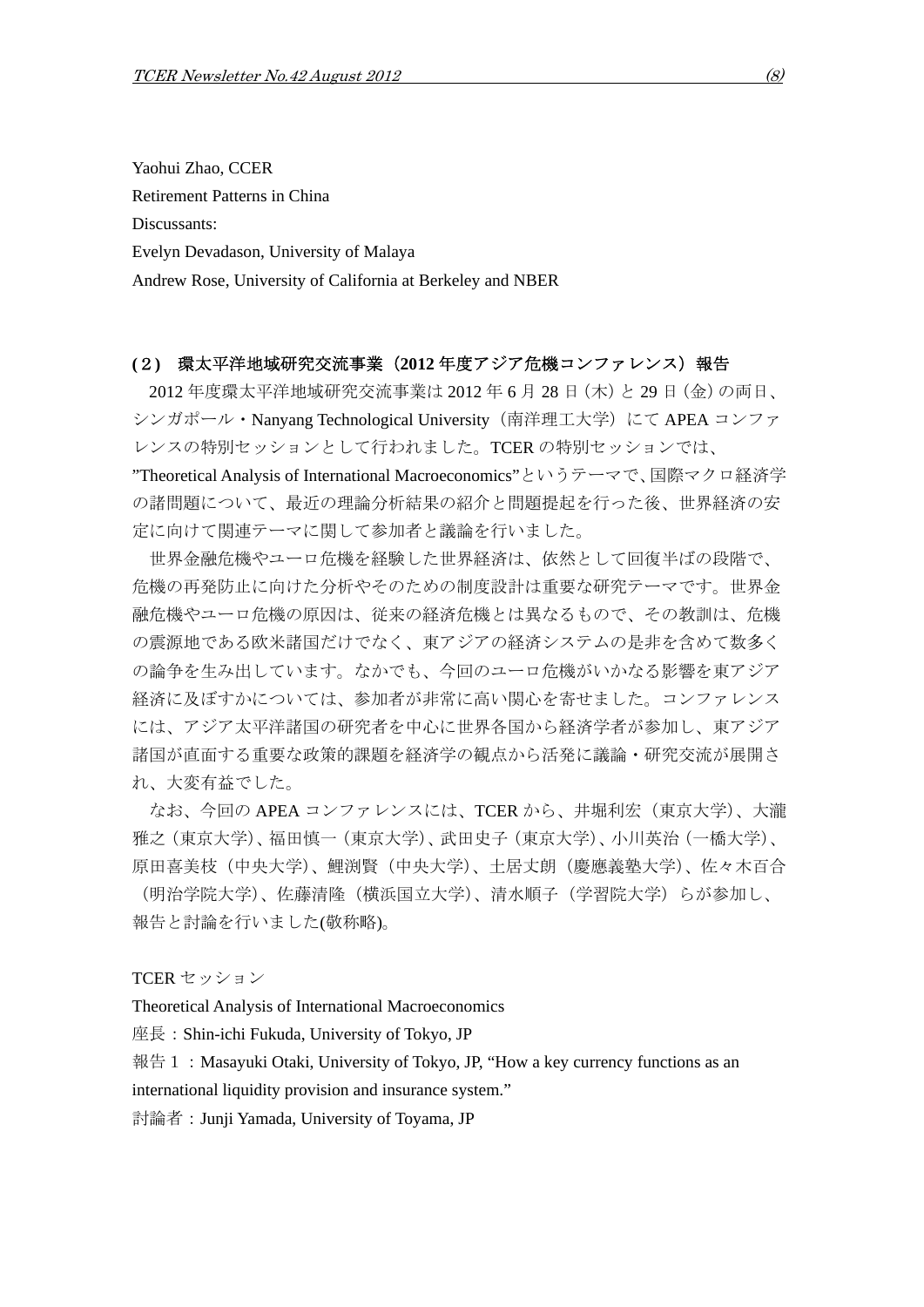Yaohui Zhao, CCER

Retirement Patterns in China

Discussants:

Evelyn Devadason, University of Malaya

Andrew Rose, University of California at Berkeley and NBER

### (2) 環太平洋地域研究交流事業（2012 年度アジア危機コンファレンス）報告

2012 年度環太平洋地域研究交流事業は 2012 年 6 月 28 日（木）と 29 日（金）の両日、シンガポール・Nanyang Technological University（南洋理工大学）にて APEA コンファレンスの特別セッションとして行われました。TCER の特別セッションでは、"Theoretical Analysis of International Macroeconomics"というテーマで、国際マクロ経済学の諸問題について、最近の理論分析結果の紹介と問題提起を行った後、世界経済の安定に向けて関連テーマに関して参加者と議論を行いました。

世界金融危機やユーロ危機を経験した世界経済は、依然として回復半ばの段階で、危機の再発防止に向けた分析やそのための制度設計は重要な研究テーマです。世界金融危機やユーロ危機の原因は、従来の経済危機とは異なるもので、その教訓は、危機の震源地である欧米諸国だけでなく、東アジアの経済システムの是非を含めて数多くの論争を生み出しています。なかでも、今回のユーロ危機がいかなる影響を東アジア経済に及ぼすかについては、参加者が非常に高い関心を寄せました。コンファレンスには、アジア太平洋諸国の研究者を中心に世界各国から経済学者が参加し、東アジア諸国が直面する重要な政策的課題を経済学の観点から活発に議論・研究交流が展開され、大変有益でした。

なお、今回の APEA コンファレンスには、TCER から、井堀利宏（東京大学）、大瀧雅之（東京大学）、福田慎一（東京大学）、武田史子（東京大学）、小川英治（一橋大学）、原田喜美枝（中央大学）、鯉渕賢（中央大学）、土居丈朗（慶應義塾大学）、佐々木百合（明治学院大学）、佐藤清隆（横浜国立大学）、清水順子（学習院大学）らが参加し、報告と討論を行いました(敬称略)。

TCER セッション

Theoretical Analysis of International Macroeconomics

座長：Shin-ichi Fukuda, University of Tokyo, JP

報告１：Masayuki Otaki, University of Tokyo, JP, "How a key currency functions as an international liquidity provision and insurance system."

討論者：Junji Yamada, University of Toyama, JP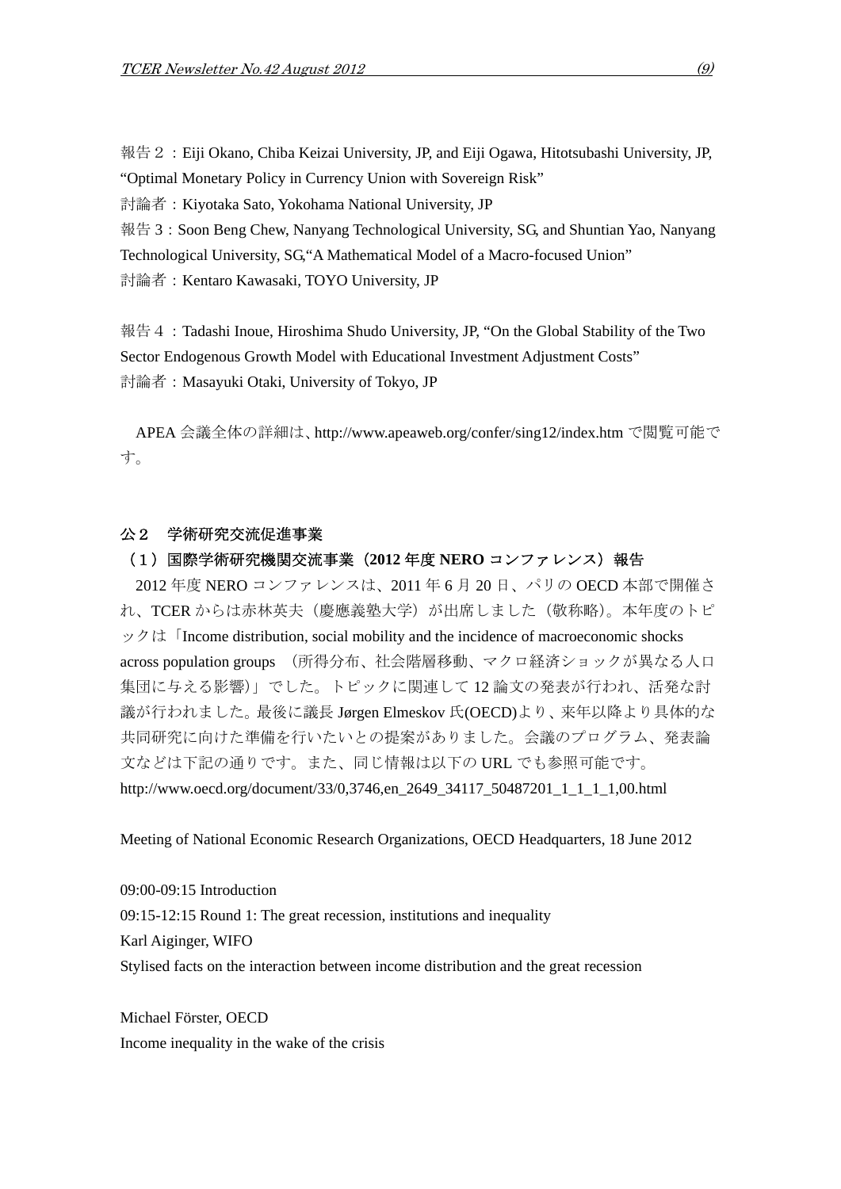報告２：Eiji Okano, Chiba Keizai University, JP, and Eiji Ogawa, Hitotsubashi University, JP, “Optimal Monetary Policy in Currency Union with Sovereign Risk”
討論者：Kiyotaka Sato, Yokohama National University, JP
報告 3：Soon Beng Chew, Nanyang Technological University, SG, and Shuntian Yao, Nanyang Technological University, SG,“A Mathematical Model of a Macro-focused Union”
討論者：Kentaro Kawasaki, TOYO University, JP

報告４：Tadashi Inoue, Hiroshima Shudo University, JP, “On the Global Stability of the Two Sector Endogenous Growth Model with Educational Investment Adjustment Costs”
討論者：Masayuki Otaki, University of Tokyo, JP

APEA 会議全体の詳細は、http://www.apeaweb.org/confer/sing12/index.htm で閲覧可能です。

## 公２　学術研究交流促進事業

### （１）国際学術研究機関交流事業（**2012** 年度 **NERO** コンファレンス）報告

2012 年度 NERO コンファレンスは、2011 年 6 月 20 日、パリの OECD 本部で開催され、TCER からは赤林英夫（慶應義塾大学）が出席しました（敬称略）。本年度のトピックは「Income distribution, social mobility and the incidence of macroeconomic shocks across population groups　(所得分布、社会階層移動、マクロ経済ショックが異なる人口集団に与える影響)」でした。トピックに関連して 12 論文の発表が行われ、活発な討議が行われました。最後に議長 Jørgen Elmeskov 氏(OECD)より、来年以降より具体的な共同研究に向けた準備を行いたいとの提案がありました。会議のプログラム、発表論文などは下記の通りです。また、同じ情報は以下の URL でも参照可能です。
http://www.oecd.org/document/33/0,3746,en_2649_34117_50487201_1_1_1_1,00.html

Meeting of National Economic Research Organizations, OECD Headquarters, 18 June 2012

09:00-09:15 Introduction
09:15-12:15 Round 1: The great recession, institutions and inequality
Karl Aiginger, WIFO
Stylised facts on the interaction between income distribution and the great recession

Michael Förster, OECD
Income inequality in the wake of the crisis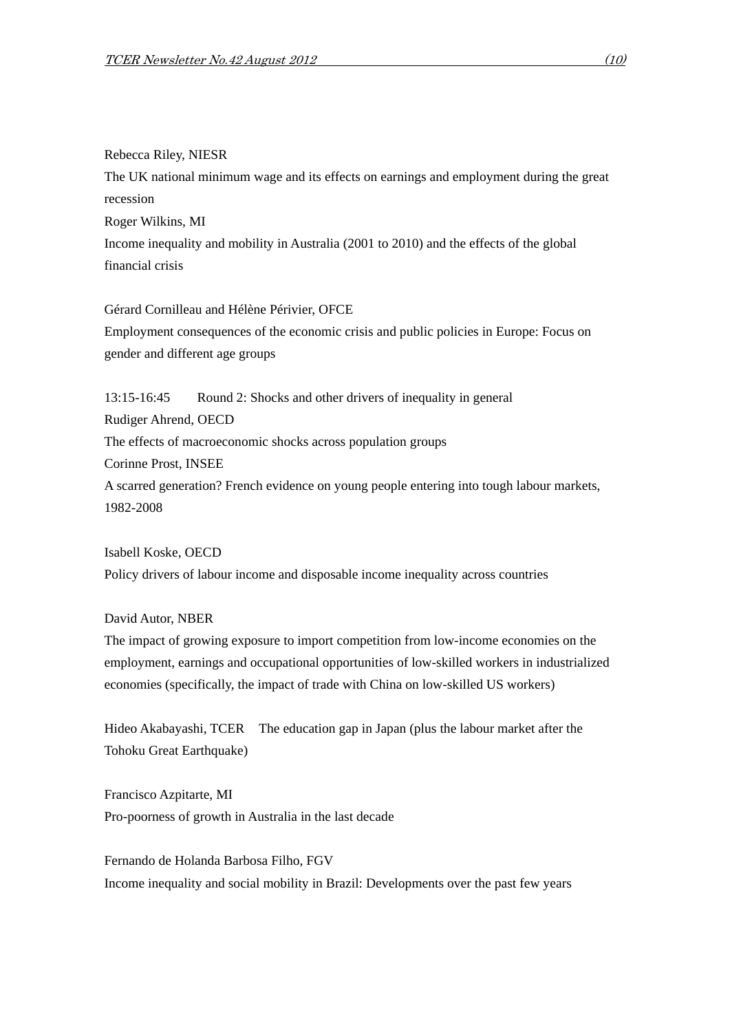Rebecca Riley, NIESR

The UK national minimum wage and its effects on earnings and employment during the great recession

Roger Wilkins, MI

Income inequality and mobility in Australia (2001 to 2010) and the effects of the global financial crisis

Gérard Cornilleau and Hélène Périvier, OFCE

Employment consequences of the economic crisis and public policies in Europe: Focus on gender and different age groups

13:15-16:45 Round 2: Shocks and other drivers of inequality in general

Rudiger Ahrend, OECD

The effects of macroeconomic shocks across population groups

Corinne Prost, INSEE

A scarred generation? French evidence on young people entering into tough labour markets, 1982-2008

Isabell Koske, OECD

Policy drivers of labour income and disposable income inequality across countries

David Autor, NBER

The impact of growing exposure to import competition from low-income economies on the employment, earnings and occupational opportunities of low-skilled workers in industrialized economies (specifically, the impact of trade with China on low-skilled US workers)

Hideo Akabayashi, TCER The education gap in Japan (plus the labour market after the Tohoku Great Earthquake)

Francisco Azpitarte, MI

Pro-poorness of growth in Australia in the last decade

Fernando de Holanda Barbosa Filho, FGV

Income inequality and social mobility in Brazil: Developments over the past few years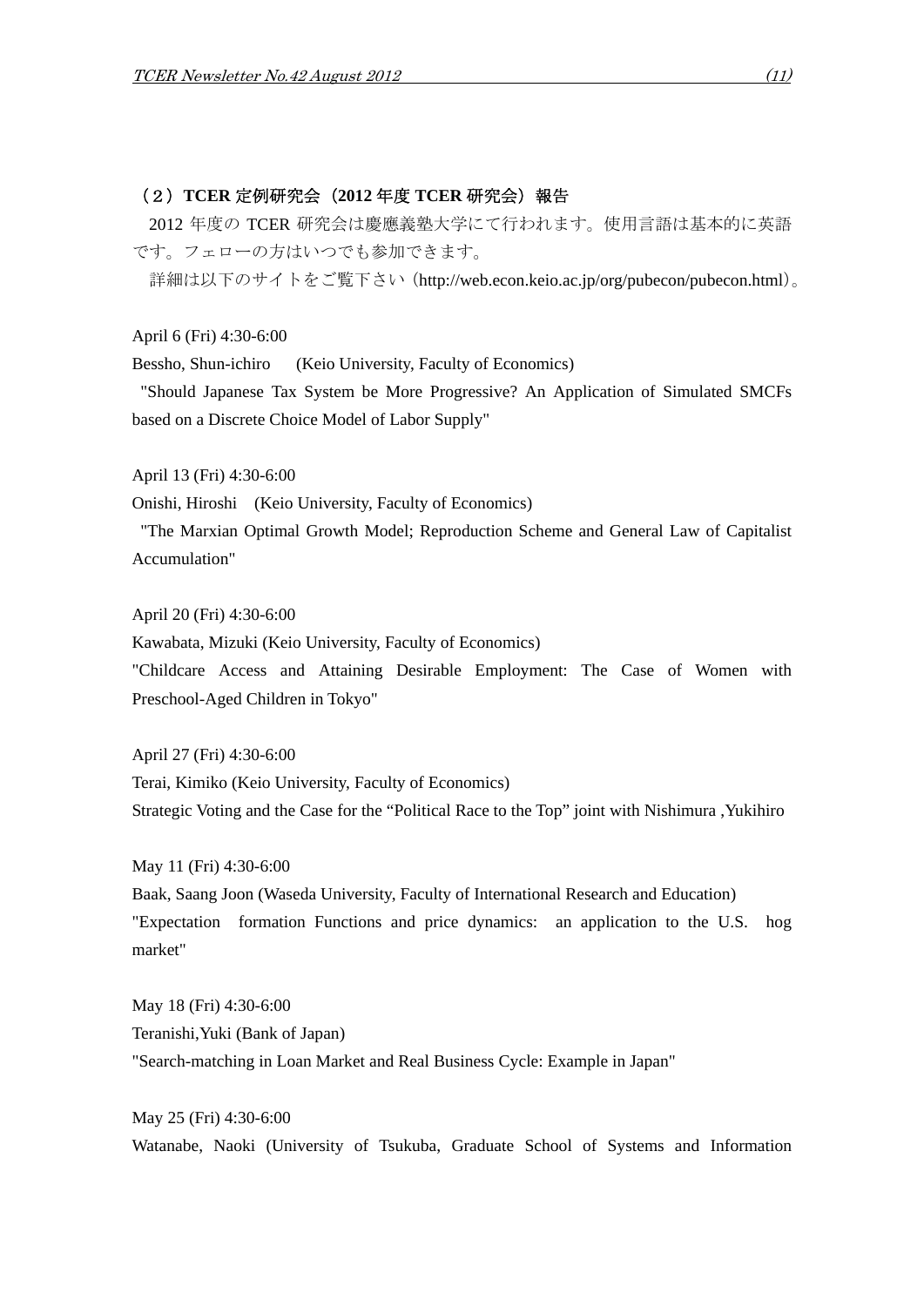## （２）TCER 定例研究会（2012 年度 TCER 研究会）報告

2012 年度の TCER 研究会は慶應義塾大学にて行われます。使用言語は基本的に英語です。フェローの方はいつでも参加できます。

詳細は以下のサイトをご覧下さい（http://web.econ.keio.ac.jp/org/pubecon/pubecon.html）。

April 6 (Fri) 4:30-6:00
Bessho, Shun-ichiro　(Keio University, Faculty of Economics)
"Should Japanese Tax System be More Progressive? An Application of Simulated SMCFs based on a Discrete Choice Model of Labor Supply"

April 13 (Fri) 4:30-6:00
Onishi, Hiroshi　(Keio University, Faculty of Economics)
"The Marxian Optimal Growth Model; Reproduction Scheme and General Law of Capitalist Accumulation"

April 20 (Fri) 4:30-6:00
Kawabata, Mizuki (Keio University, Faculty of Economics)
"Childcare Access and Attaining Desirable Employment: The Case of Women with Preschool-Aged Children in Tokyo"

April 27 (Fri) 4:30-6:00
Terai, Kimiko (Keio University, Faculty of Economics)
Strategic Voting and the Case for the “Political Race to the Top” joint with Nishimura ,Yukihiro

May 11 (Fri) 4:30-6:00
Baak, Saang Joon (Waseda University, Faculty of International Research and Education)
"Expectation formation Functions and price dynamics: an application to the U.S. hog market"

May 18 (Fri) 4:30-6:00
Teranishi,Yuki (Bank of Japan)
"Search-matching in Loan Market and Real Business Cycle: Example in Japan"

May 25 (Fri) 4:30-6:00
Watanabe, Naoki (University of Tsukuba, Graduate School of Systems and Information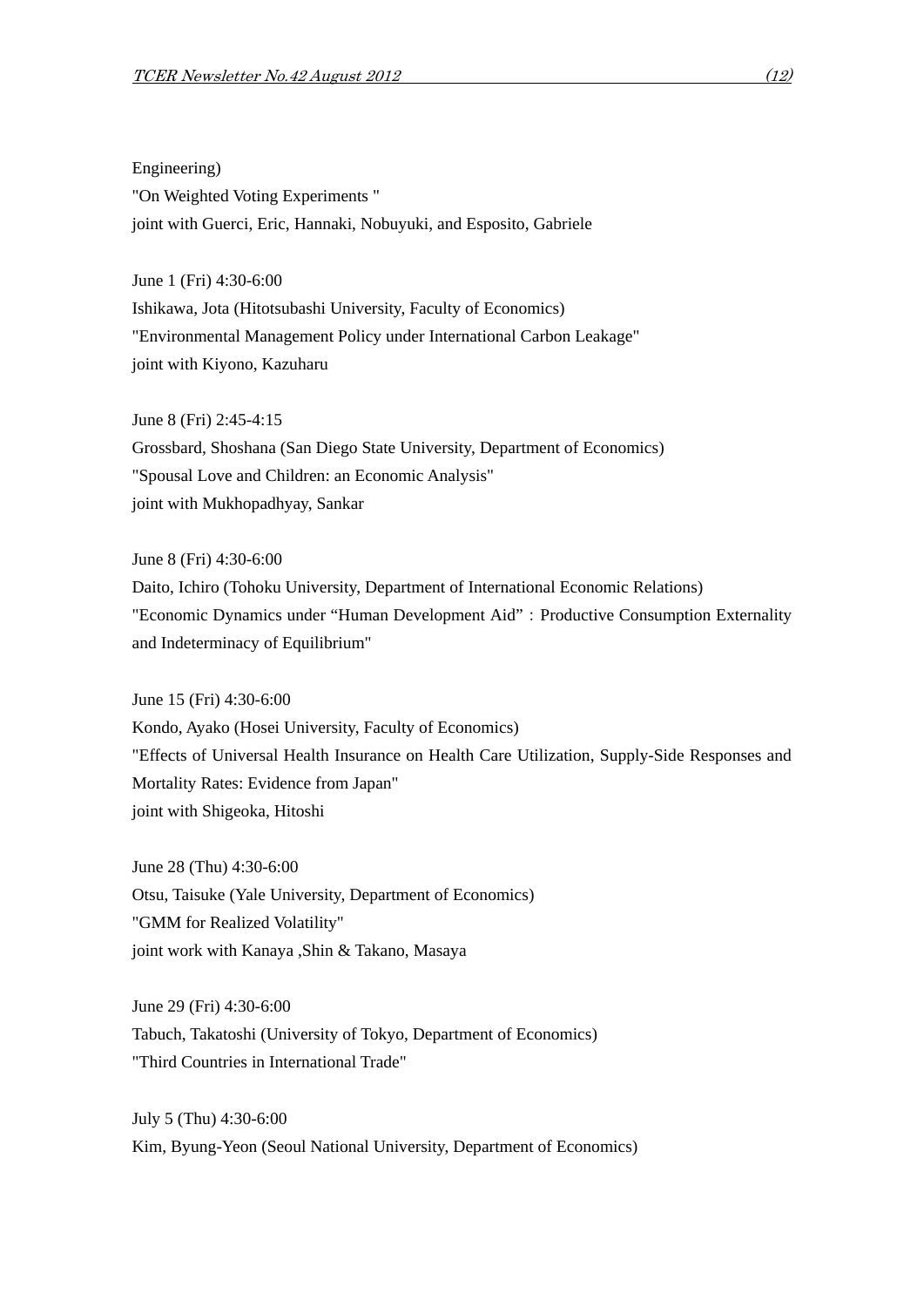Engineering)
"On Weighted Voting Experiments "
joint with Guerci, Eric, Hannaki, Nobuyuki, and Esposito, Gabriele

June 1 (Fri) 4:30-6:00
Ishikawa, Jota (Hitotsubashi University, Faculty of Economics)
"Environmental Management Policy under International Carbon Leakage"
joint with Kiyono, Kazuharu

June 8 (Fri) 2:45-4:15
Grossbard, Shoshana (San Diego State University, Department of Economics)
"Spousal Love and Children: an Economic Analysis"
joint with Mukhopadhyay, Sankar

June 8 (Fri) 4:30-6:00
Daito, Ichiro (Tohoku University, Department of International Economic Relations)
"Economic Dynamics under “Human Development Aid”：Productive Consumption Externality and Indeterminacy of Equilibrium"

June 15 (Fri) 4:30-6:00
Kondo, Ayako (Hosei University, Faculty of Economics)
"Effects of Universal Health Insurance on Health Care Utilization, Supply-Side Responses and Mortality Rates: Evidence from Japan"
joint with Shigeoka, Hitoshi

June 28 (Thu) 4:30-6:00
Otsu, Taisuke (Yale University, Department of Economics)
"GMM for Realized Volatility"
joint work with Kanaya ,Shin & Takano, Masaya

June 29 (Fri) 4:30-6:00
Tabuch, Takatoshi (University of Tokyo, Department of Economics)
"Third Countries in International Trade"

July 5 (Thu) 4:30-6:00
Kim, Byung-Yeon (Seoul National University, Department of Economics)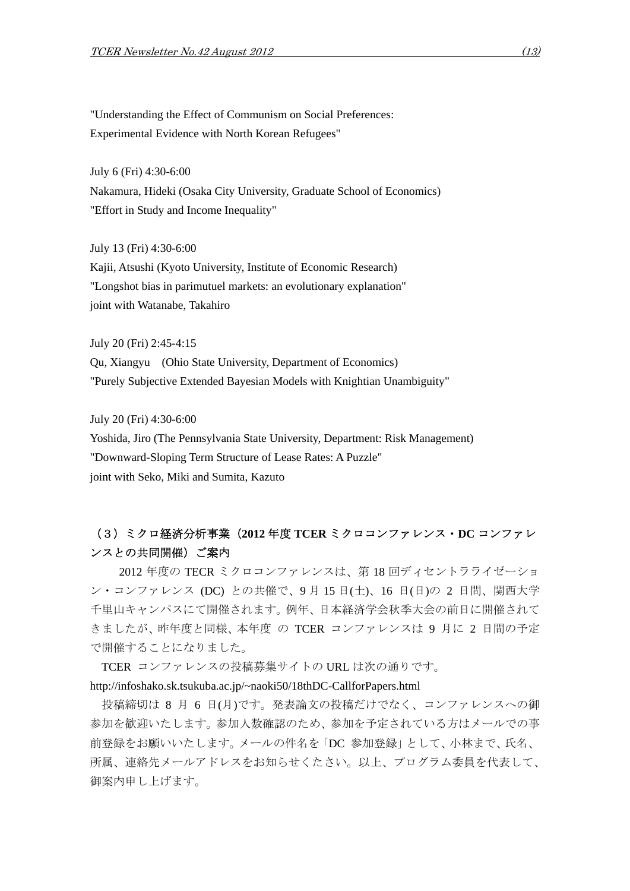"Understanding the Effect of Communism on Social Preferences:
Experimental Evidence with North Korean Refugees"

July 6 (Fri) 4:30-6:00
Nakamura, Hideki (Osaka City University, Graduate School of Economics)
"Effort in Study and Income Inequality"

July 13 (Fri) 4:30-6:00
Kajii, Atsushi (Kyoto University, Institute of Economic Research)
"Longshot bias in parimutuel markets: an evolutionary explanation"
joint with Watanabe, Takahiro

July 20 (Fri) 2:45-4:15
Qu, Xiangyu　(Ohio State University, Department of Economics)
"Purely Subjective Extended Bayesian Models with Knightian Unambiguity"

July 20 (Fri) 4:30-6:00
Yoshida, Jiro (The Pennsylvania State University, Department: Risk Management)
"Downward-Sloping Term Structure of Lease Rates: A Puzzle"
joint with Seko, Miki and Sumita, Kazuto

**（３）ミクロ経済分析事業（2012 年度 TCER ミクロコンファレンス・DC コンファレンスとの共同開催）ご案内**

2012 年度の TECR ミクロコンファレンスは、第 18 回ディセントラライゼーション・コンファレンス (DC) との共催で、9 月 15 日(土)、16 日(日)の 2 日間、関西大学千里山キャンパスにて開催されます。例年、日本経済学会秋季大会の前日に開催されてきましたが、昨年度と同様、本年度 の TCER コンファレンスは 9 月に 2 日間の予定で開催することになりました。

TCER コンファレンスの投稿募集サイトの URL は次の通りです。
http://infoshako.sk.tsukuba.ac.jp/~naoki50/18thDC-CallforPapers.html

投稿締切は 8 月 6 日(月)です。発表論文の投稿だけでなく、コンファレンスへの御参加を歓迎いたします。参加人数確認のため、参加を予定されている方はメールでの事前登録をお願いいたします。メールの件名を「DC 参加登録」として、小林まで、氏名、所属、連絡先メールアドレスをお知らせください。以上、プログラム委員を代表して、御案内申し上げます。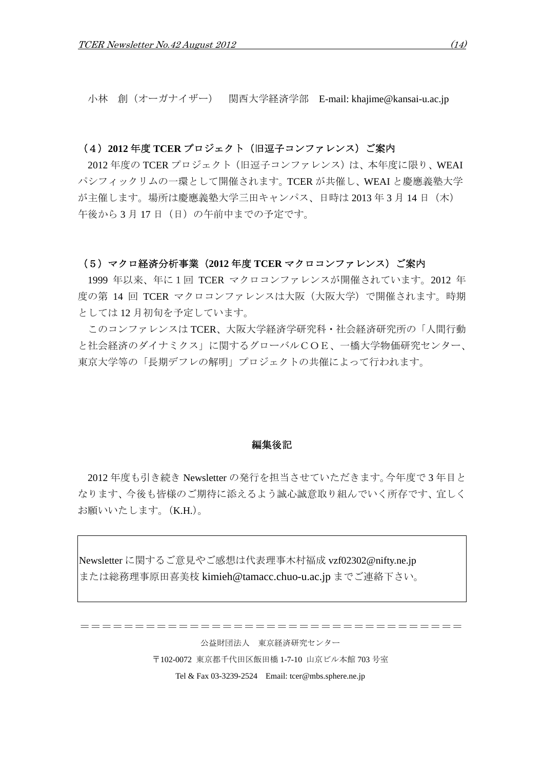小林　創（オーガナイザー）　関西大学経済学部　E-mail: khajime@kansai-u.ac.jp

**（４）2012 年度 TCER プロジェクト（旧逗子コンファレンス）ご案内**

2012 年度の TCER プロジェクト（旧逗子コンファレンス）は、本年度に限り、WEAI パシフィックリムの一環として開催されます。TCER が共催し、WEAI と慶應義塾大学が主催します。場所は慶應義塾大学三田キャンパス、日時は 2013 年 3 月 14 日（木）午後から 3 月 17 日（日）の午前中までの予定です。

**（５）マクロ経済分析事業（2012 年度 TCER マクロコンファレンス）ご案内**

1999 年以来、年に 1 回 TCER マクロコンファレンスが開催されています。2012 年度の第 14 回 TCER マクロコンファレンスは大阪（大阪大学）で開催されます。時期としては 12 月初旬を予定しています。

このコンファレンスは TCER、大阪大学経済学研究科・社会経済研究所の「人間行動と社会経済のダイナミクス」に関するグローバルＣＯＥ、一橋大学物価研究センター、東京大学等の「長期デフレの解明」プロジェクトの共催によって行われます。

**編集後記**

2012 年度も引き続き Newsletter の発行を担当させていただきます。今年度で 3 年目となります、今後も皆様のご期待に添えるよう誠心誠意取り組んでいく所存です、宜しくお願いいたします。（K.H.）。

Newsletter に関するご意見やご感想は代表理事木村福成 vzf02302@nifty.ne.jp
または総務理事原田喜美枝 kimieh@tamacc.chuo-u.ac.jp までご連絡下さい。

＝＝＝＝＝＝＝＝＝＝＝＝＝＝＝＝＝＝＝＝＝＝＝＝＝＝＝＝＝＝＝＝＝＝＝

公益財団法人　東京経済研究センター

〒102-0072 東京都千代田区飯田橋 1-7-10 山京ビル本館 703 号室

Tel & Fax 03-3239-2524　Email: tcer@mbs.sphere.ne.jp